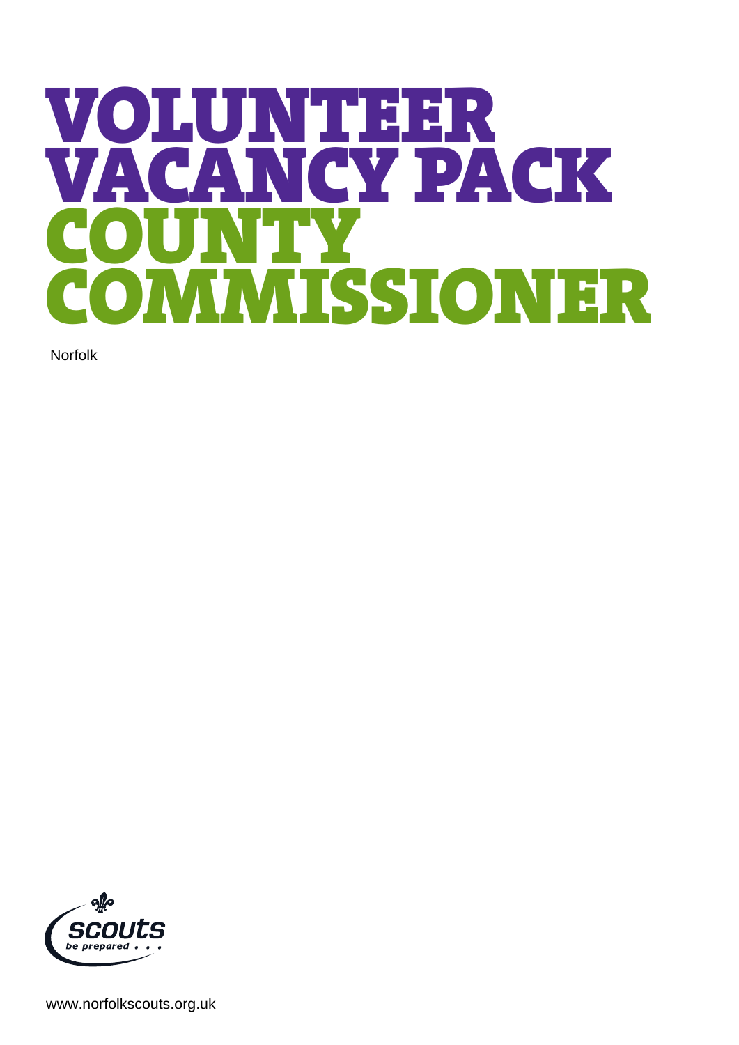# VOLUNTEER VACANCY PACK

# COUNTY COMMISSIONER

Norfolk

scouts
be prepared . . .

www.norfolkscouts.org.uk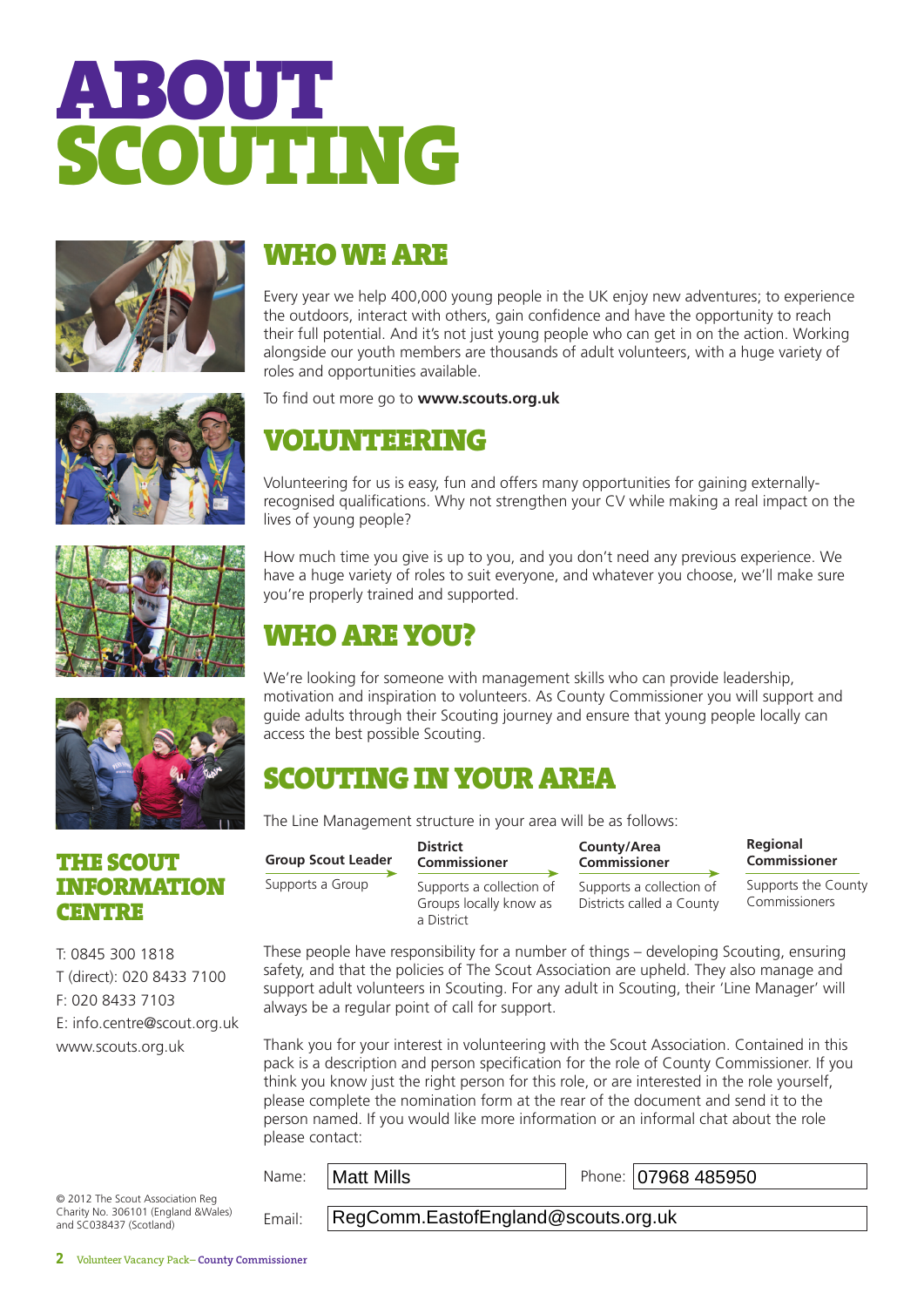# ABOUT SCOUTING

## WHO WE ARE

Every year we help 400,000 young people in the UK enjoy new adventures; to experience the outdoors, interact with others, gain confidence and have the opportunity to reach their full potential. And it's not just young people who can get in on the action. Working alongside our youth members are thousands of adult volunteers, with a huge variety of roles and opportunities available.

To find out more go to **www.scouts.org.uk**

## VOLUNTEERING

Volunteering for us is easy, fun and offers many opportunities for gaining externally-recognised qualifications. Why not strengthen your CV while making a real impact on the lives of young people?

How much time you give is up to you, and you don't need any previous experience. We have a huge variety of roles to suit everyone, and whatever you choose, we'll make sure you're properly trained and supported.

## WHO ARE YOU?

We're looking for someone with management skills who can provide leadership, motivation and inspiration to volunteers. As County Commissioner you will support and guide adults through their Scouting journey and ensure that young people locally can access the best possible Scouting.

## SCOUTING IN YOUR AREA

The Line Management structure in your area will be as follows:

| Group Scout Leader | District Commissioner | County/Area Commissioner | Regional Commissioner |
|---|---|---|---|
| Supports a Group | Supports a collection of Groups locally know as a District | Supports a collection of Districts called a County | Supports the County Commissioners |

These people have responsibility for a number of things – developing Scouting, ensuring safety, and that the policies of The Scout Association are upheld. They also manage and support adult volunteers in Scouting. For any adult in Scouting, their 'Line Manager' will always be a regular point of call for support.

Thank you for your interest in volunteering with the Scout Association. Contained in this pack is a description and person specification for the role of County Commissioner. If you think you know just the right person for this role, or are interested in the role yourself, please complete the nomination form at the rear of the document and send it to the person named. If you would like more information or an informal chat about the role please contact:

Name: Matt Mills
Phone: 07968 485950
Email: RegComm.EastofEngland@scouts.org.uk

## THE SCOUT INFORMATION CENTRE

T: 0845 300 1818
T (direct): 020 8433 7100
F: 020 8433 7103
E: info.centre@scout.org.uk
www.scouts.org.uk

© 2012 The Scout Association Reg Charity No. 306101 (England &Wales) and SC038437 (Scotland)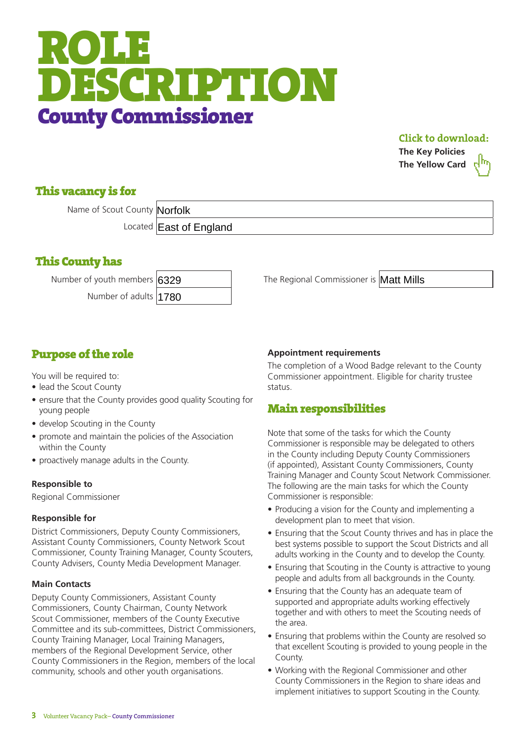# ROLE DESCRIPTION

## County Commissioner

**Click to download:**

**The Key Policies**

**The Yellow Card**

### This vacancy is for

| | |
|---|---|
| Name of Scout County | Norfolk |
| Located | East of England |

### This County has

| | |
|---|---|
| Number of youth members | 6329 |
| Number of adults | 1780 |

The Regional Commissioner is Matt Mills

## Purpose of the role

You will be required to:

- lead the Scout County
- ensure that the County provides good quality Scouting for young people
- develop Scouting in the County
- promote and maintain the policies of the Association within the County
- proactively manage adults in the County.

**Responsible to**

Regional Commissioner

**Responsible for**

District Commissioners, Deputy County Commissioners, Assistant County Commissioners, County Network Scout Commissioner, County Training Manager, County Scouters, County Advisers, County Media Development Manager.

**Main Contacts**

Deputy County Commissioners, Assistant County Commissioners, County Chairman, County Network Scout Commissioner, members of the County Executive Committee and its sub-committees, District Commissioners, County Training Manager, Local Training Managers, members of the Regional Development Service, other County Commissioners in the Region, members of the local community, schools and other youth organisations.

**Appointment requirements**

The completion of a Wood Badge relevant to the County Commissioner appointment. Eligible for charity trustee status.

## Main responsibilities

Note that some of the tasks for which the County Commissioner is responsible may be delegated to others in the County including Deputy County Commissioners (if appointed), Assistant County Commissioners, County Training Manager and County Scout Network Commissioner. The following are the main tasks for which the County Commissioner is responsible:

- Producing a vision for the County and implementing a development plan to meet that vision.
- Ensuring that the Scout County thrives and has in place the best systems possible to support the Scout Districts and all adults working in the County and to develop the County.
- Ensuring that Scouting in the County is attractive to young people and adults from all backgrounds in the County.
- Ensuring that the County has an adequate team of supported and appropriate adults working effectively together and with others to meet the Scouting needs of the area.
- Ensuring that problems within the County are resolved so that excellent Scouting is provided to young people in the County.
- Working with the Regional Commissioner and other County Commissioners in the Region to share ideas and implement initiatives to support Scouting in the County.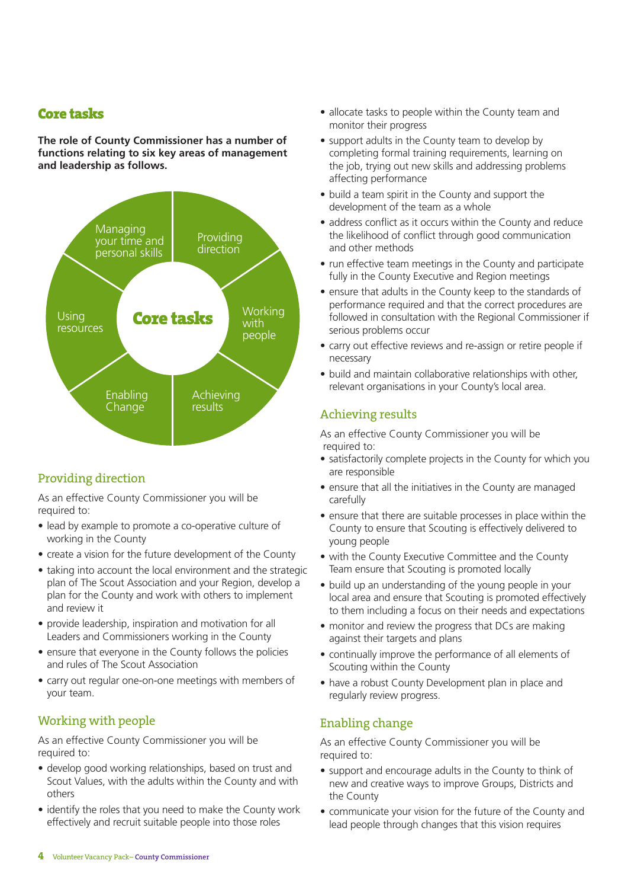## Core tasks

**The role of County Commissioner has a number of functions relating to six key areas of management and leadership as follows.**

Core tasks:
- Managing your time and personal skills
- Providing direction
- Working with people
- Achieving results
- Enabling Change
- Using resources

### Providing direction

As an effective County Commissioner you will be required to:

- lead by example to promote a co-operative culture of working in the County
- create a vision for the future development of the County
- taking into account the local environment and the strategic plan of The Scout Association and your Region, develop a plan for the County and work with others to implement and review it
- provide leadership, inspiration and motivation for all Leaders and Commissioners working in the County
- ensure that everyone in the County follows the policies and rules of The Scout Association
- carry out regular one-on-one meetings with members of your team.

### Working with people

As an effective County Commissioner you will be required to:

- develop good working relationships, based on trust and Scout Values, with the adults within the County and with others
- identify the roles that you need to make the County work effectively and recruit suitable people into those roles
- allocate tasks to people within the County team and monitor their progress
- support adults in the County team to develop by completing formal training requirements, learning on the job, trying out new skills and addressing problems affecting performance
- build a team spirit in the County and support the development of the team as a whole
- address conflict as it occurs within the County and reduce the likelihood of conflict through good communication and other methods
- run effective team meetings in the County and participate fully in the County Executive and Region meetings
- ensure that adults in the County keep to the standards of performance required and that the correct procedures are followed in consultation with the Regional Commissioner if serious problems occur
- carry out effective reviews and re-assign or retire people if necessary
- build and maintain collaborative relationships with other, relevant organisations in your County's local area.

### Achieving results

As an effective County Commissioner you will be required to:

- satisfactorily complete projects in the County for which you are responsible
- ensure that all the initiatives in the County are managed carefully
- ensure that there are suitable processes in place within the County to ensure that Scouting is effectively delivered to young people
- with the County Executive Committee and the County Team ensure that Scouting is promoted locally
- build up an understanding of the young people in your local area and ensure that Scouting is promoted effectively to them including a focus on their needs and expectations
- monitor and review the progress that DCs are making against their targets and plans
- continually improve the performance of all elements of Scouting within the County
- have a robust County Development plan in place and regularly review progress.

### Enabling change

As an effective County Commissioner you will be required to:

- support and encourage adults in the County to think of new and creative ways to improve Groups, Districts and the County
- communicate your vision for the future of the County and lead people through changes that this vision requires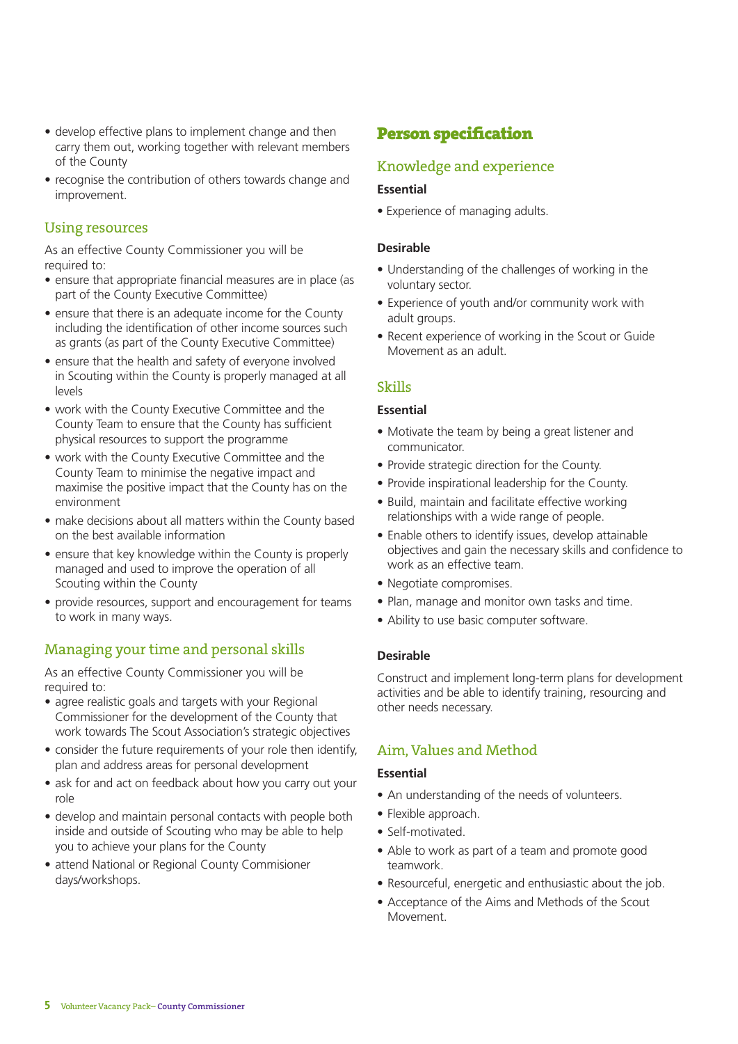- develop effective plans to implement change and then carry them out, working together with relevant members of the County
- recognise the contribution of others towards change and improvement.

### Using resources

As an effective County Commissioner you will be required to:

- ensure that appropriate financial measures are in place (as part of the County Executive Committee)
- ensure that there is an adequate income for the County including the identification of other income sources such as grants (as part of the County Executive Committee)
- ensure that the health and safety of everyone involved in Scouting within the County is properly managed at all levels
- work with the County Executive Committee and the County Team to ensure that the County has sufficient physical resources to support the programme
- work with the County Executive Committee and the County Team to minimise the negative impact and maximise the positive impact that the County has on the environment
- make decisions about all matters within the County based on the best available information
- ensure that key knowledge within the County is properly managed and used to improve the operation of all Scouting within the County
- provide resources, support and encouragement for teams to work in many ways.

### Managing your time and personal skills

As an effective County Commissioner you will be required to:

- agree realistic goals and targets with your Regional Commissioner for the development of the County that work towards The Scout Association's strategic objectives
- consider the future requirements of your role then identify, plan and address areas for personal development
- ask for and act on feedback about how you carry out your role
- develop and maintain personal contacts with people both inside and outside of Scouting who may be able to help you to achieve your plans for the County
- attend National or Regional County Commisioner days/workshops.

## Person specification

### Knowledge and experience

**Essential**

- Experience of managing adults.

**Desirable**

- Understanding of the challenges of working in the voluntary sector.
- Experience of youth and/or community work with adult groups.
- Recent experience of working in the Scout or Guide Movement as an adult.

### Skills

**Essential**

- Motivate the team by being a great listener and communicator.
- Provide strategic direction for the County.
- Provide inspirational leadership for the County.
- Build, maintain and facilitate effective working relationships with a wide range of people.
- Enable others to identify issues, develop attainable objectives and gain the necessary skills and confidence to work as an effective team.
- Negotiate compromises.
- Plan, manage and monitor own tasks and time.
- Ability to use basic computer software.

**Desirable**

Construct and implement long-term plans for development activities and be able to identify training, resourcing and other needs necessary.

### Aim, Values and Method

**Essential**

- An understanding of the needs of volunteers.
- Flexible approach.
- Self-motivated.
- Able to work as part of a team and promote good teamwork.
- Resourceful, energetic and enthusiastic about the job.
- Acceptance of the Aims and Methods of the Scout Movement.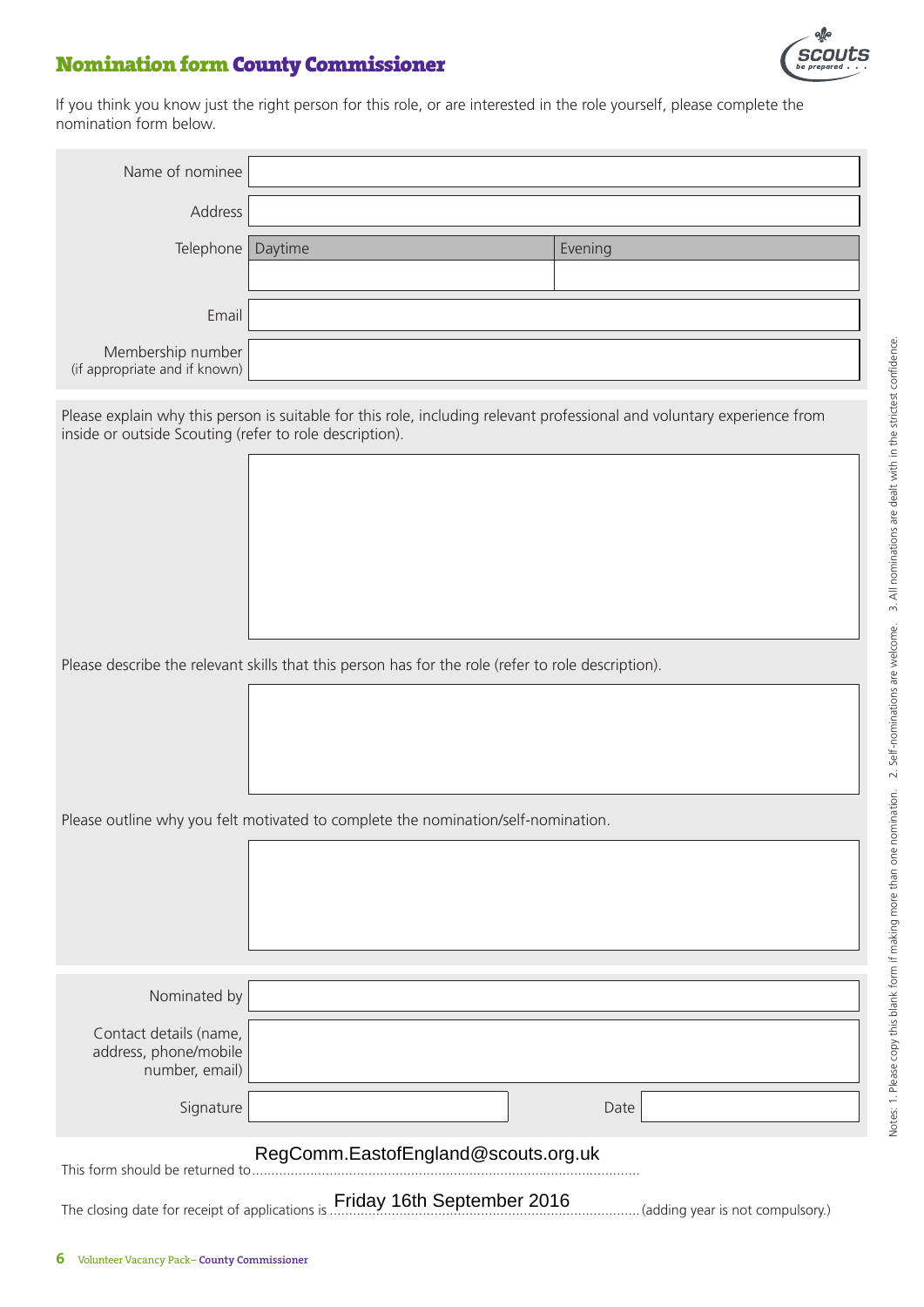# Nomination form County Commissioner

If you think you know just the right person for this role, or are interested in the role yourself, please complete the nomination form below.

| | | |
|---|---|---|
| Name of nominee | | |
| Address | | |
| Telephone | Daytime | Evening |
| | | |
| Email | | |
| Membership number (if appropriate and if known) | | |

Please explain why this person is suitable for this role, including relevant professional and voluntary experience from inside or outside Scouting (refer to role description).

Please describe the relevant skills that this person has for the role (refer to role description).

Please outline why you felt motivated to complete the nomination/self-nomination.

| | | | |
|---|---|---|---|
| Nominated by | | | |
| Contact details (name, address, phone/mobile number, email) | | | |
| Signature | | Date | |

This form should be returned to RegComm.EastofEngland@scouts.org.uk

The closing date for receipt of applications is Friday 16th September 2016 (adding year is not compulsory.)

Notes: 1. Please copy this blank form if making more than one nomination. 2. Self-nominations are welcome. 3. All nominations are dealt with in the strictest confidence.